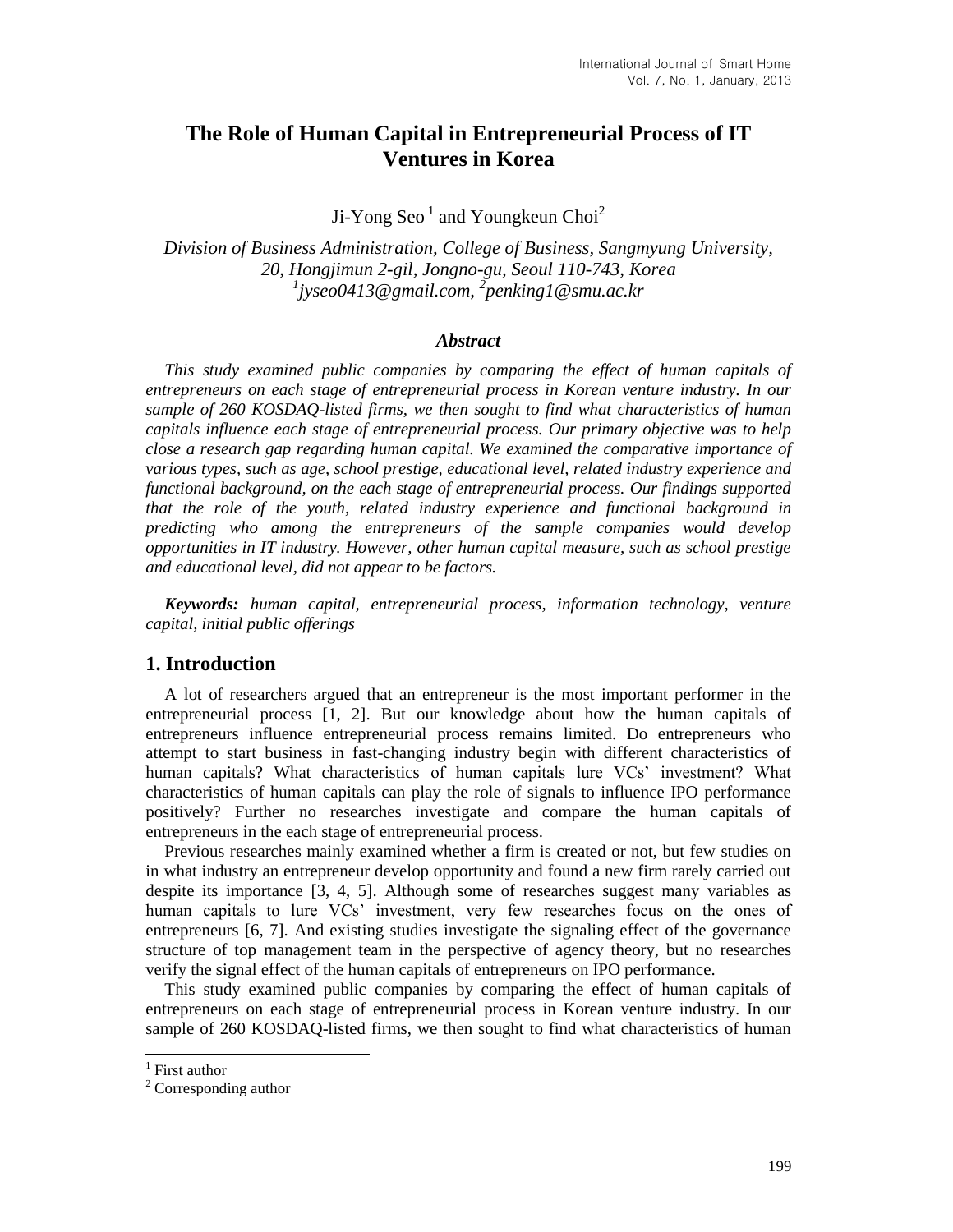# The Role of Human Capital in Entrepreneurial Process of IT Ventures in Korea

Ji-Yong Seo [1] and Youngkeun Choi[2]

*Division of Business Administration, College of Business, Sangmyung University, 20, Hongjimun 2-gil, Jongno-gu, Seoul 110-743, Korea*
*[1]jyseo0413@gmail.com, [2]penking1@smu.ac.kr*

### *Abstract*

*This study examined public companies by comparing the effect of human capitals of entrepreneurs on each stage of entrepreneurial process in Korean venture industry. In our sample of 260 KOSDAQ-listed firms, we then sought to find what characteristics of human capitals influence each stage of entrepreneurial process. Our primary objective was to help close a research gap regarding human capital. We examined the comparative importance of various types, such as age, school prestige, educational level, related industry experience and functional background, on the each stage of entrepreneurial process. Our findings supported that the role of the youth, related industry experience and functional background in predicting who among the entrepreneurs of the sample companies would develop opportunities in IT industry. However, other human capital measure, such as school prestige and educational level, did not appear to be factors.*

***Keywords:*** *human capital, entrepreneurial process, information technology, venture capital, initial public offerings*

## 1. Introduction

A lot of researchers argued that an entrepreneur is the most important performer in the entrepreneurial process [1, 2]. But our knowledge about how the human capitals of entrepreneurs influence entrepreneurial process remains limited. Do entrepreneurs who attempt to start business in fast-changing industry begin with different characteristics of human capitals? What characteristics of human capitals lure VCs' investment? What characteristics of human capitals can play the role of signals to influence IPO performance positively? Further no researches investigate and compare the human capitals of entrepreneurs in the each stage of entrepreneurial process.

Previous researches mainly examined whether a firm is created or not, but few studies on in what industry an entrepreneur develop opportunity and found a new firm rarely carried out despite its importance [3, 4, 5]. Although some of researches suggest many variables as human capitals to lure VCs' investment, very few researches focus on the ones of entrepreneurs [6, 7]. And existing studies investigate the signaling effect of the governance structure of top management team in the perspective of agency theory, but no researches verify the signal effect of the human capitals of entrepreneurs on IPO performance.

This study examined public companies by comparing the effect of human capitals of entrepreneurs on each stage of entrepreneurial process in Korean venture industry. In our sample of 260 KOSDAQ-listed firms, we then sought to find what characteristics of human

[1] First author

[2] Corresponding author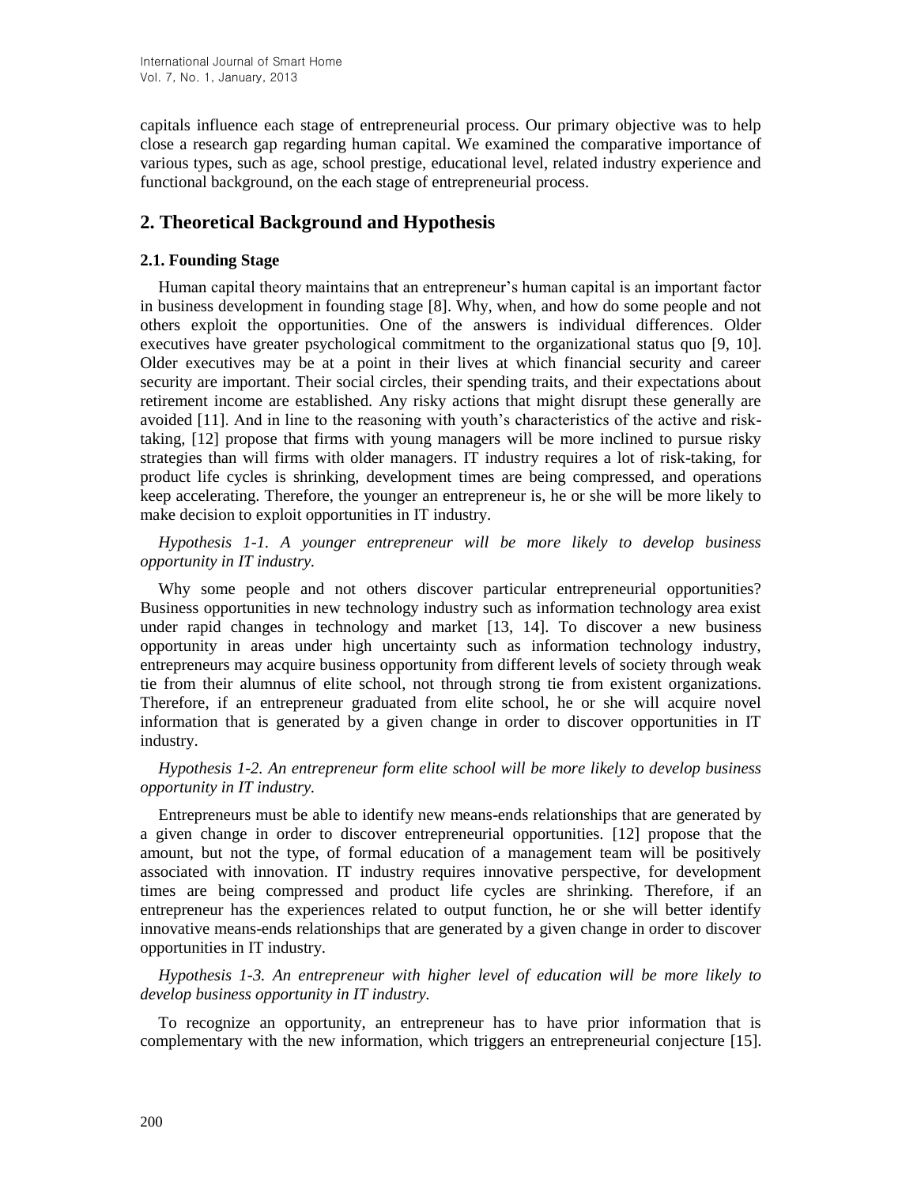capitals influence each stage of entrepreneurial process. Our primary objective was to help close a research gap regarding human capital. We examined the comparative importance of various types, such as age, school prestige, educational level, related industry experience and functional background, on the each stage of entrepreneurial process.

## 2. Theoretical Background and Hypothesis

### 2.1. Founding Stage

Human capital theory maintains that an entrepreneur's human capital is an important factor in business development in founding stage [8]. Why, when, and how do some people and not others exploit the opportunities. One of the answers is individual differences. Older executives have greater psychological commitment to the organizational status quo [9, 10]. Older executives may be at a point in their lives at which financial security and career security are important. Their social circles, their spending traits, and their expectations about retirement income are established. Any risky actions that might disrupt these generally are avoided [11]. And in line to the reasoning with youth's characteristics of the active and risk-taking, [12] propose that firms with young managers will be more inclined to pursue risky strategies than will firms with older managers. IT industry requires a lot of risk-taking, for product life cycles is shrinking, development times are being compressed, and operations keep accelerating. Therefore, the younger an entrepreneur is, he or she will be more likely to make decision to exploit opportunities in IT industry.

*Hypothesis 1-1. A younger entrepreneur will be more likely to develop business opportunity in IT industry.*

Why some people and not others discover particular entrepreneurial opportunities? Business opportunities in new technology industry such as information technology area exist under rapid changes in technology and market [13, 14]. To discover a new business opportunity in areas under high uncertainty such as information technology industry, entrepreneurs may acquire business opportunity from different levels of society through weak tie from their alumnus of elite school, not through strong tie from existent organizations. Therefore, if an entrepreneur graduated from elite school, he or she will acquire novel information that is generated by a given change in order to discover opportunities in IT industry.

*Hypothesis 1-2. An entrepreneur form elite school will be more likely to develop business opportunity in IT industry.*

Entrepreneurs must be able to identify new means-ends relationships that are generated by a given change in order to discover entrepreneurial opportunities. [12] propose that the amount, but not the type, of formal education of a management team will be positively associated with innovation. IT industry requires innovative perspective, for development times are being compressed and product life cycles are shrinking. Therefore, if an entrepreneur has the experiences related to output function, he or she will better identify innovative means-ends relationships that are generated by a given change in order to discover opportunities in IT industry.

*Hypothesis 1-3. An entrepreneur with higher level of education will be more likely to develop business opportunity in IT industry.*

To recognize an opportunity, an entrepreneur has to have prior information that is complementary with the new information, which triggers an entrepreneurial conjecture [15].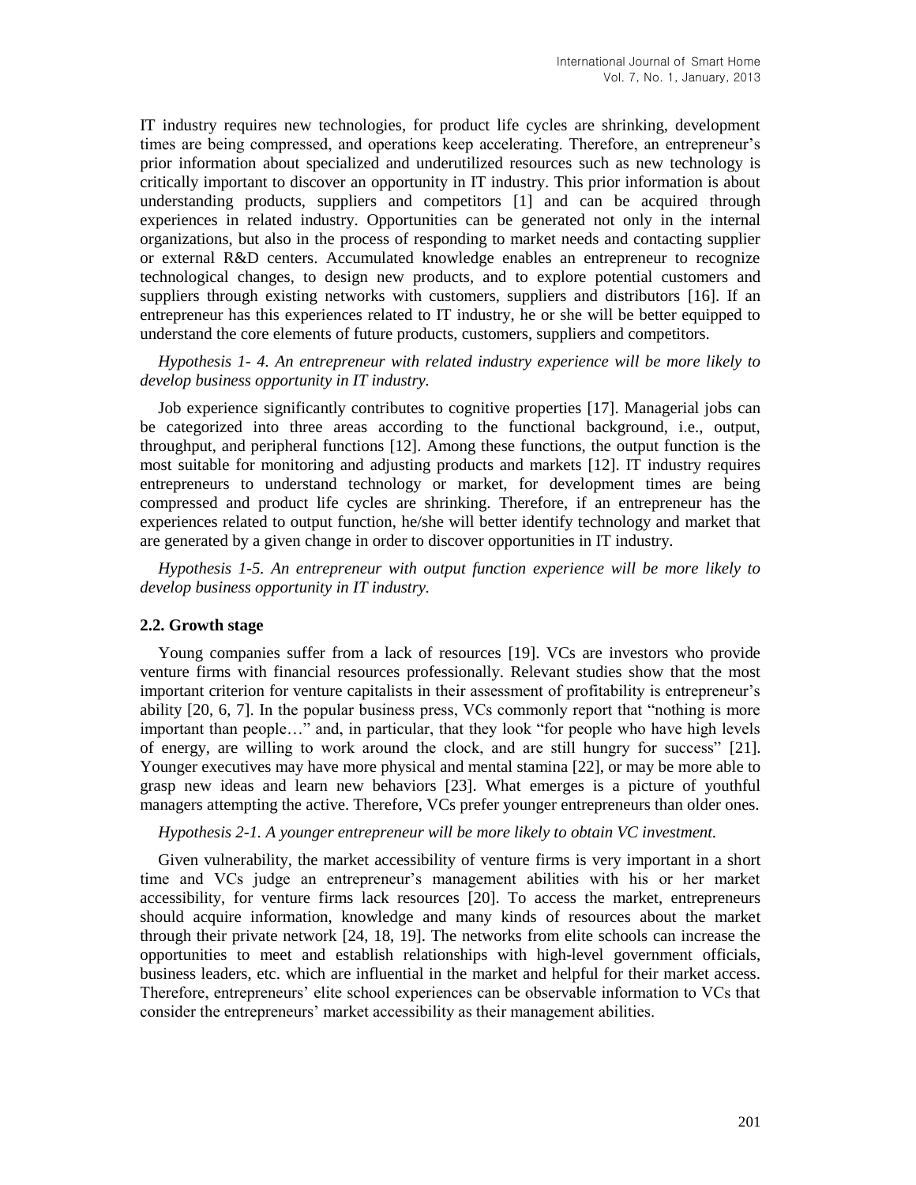IT industry requires new technologies, for product life cycles are shrinking, development times are being compressed, and operations keep accelerating. Therefore, an entrepreneur's prior information about specialized and underutilized resources such as new technology is critically important to discover an opportunity in IT industry. This prior information is about understanding products, suppliers and competitors [1] and can be acquired through experiences in related industry. Opportunities can be generated not only in the internal organizations, but also in the process of responding to market needs and contacting supplier or external R&D centers. Accumulated knowledge enables an entrepreneur to recognize technological changes, to design new products, and to explore potential customers and suppliers through existing networks with customers, suppliers and distributors [16]. If an entrepreneur has this experiences related to IT industry, he or she will be better equipped to understand the core elements of future products, customers, suppliers and competitors.

*Hypothesis 1- 4. An entrepreneur with related industry experience will be more likely to develop business opportunity in IT industry.*

Job experience significantly contributes to cognitive properties [17]. Managerial jobs can be categorized into three areas according to the functional background, i.e., output, throughput, and peripheral functions [12]. Among these functions, the output function is the most suitable for monitoring and adjusting products and markets [12]. IT industry requires entrepreneurs to understand technology or market, for development times are being compressed and product life cycles are shrinking. Therefore, if an entrepreneur has the experiences related to output function, he/she will better identify technology and market that are generated by a given change in order to discover opportunities in IT industry.

*Hypothesis 1-5. An entrepreneur with output function experience will be more likely to develop business opportunity in IT industry.*

### 2.2. Growth stage

Young companies suffer from a lack of resources [19]. VCs are investors who provide venture firms with financial resources professionally. Relevant studies show that the most important criterion for venture capitalists in their assessment of profitability is entrepreneur's ability [20, 6, 7]. In the popular business press, VCs commonly report that "nothing is more important than people…" and, in particular, that they look "for people who have high levels of energy, are willing to work around the clock, and are still hungry for success" [21]. Younger executives may have more physical and mental stamina [22], or may be more able to grasp new ideas and learn new behaviors [23]. What emerges is a picture of youthful managers attempting the active. Therefore, VCs prefer younger entrepreneurs than older ones.

*Hypothesis 2-1. A younger entrepreneur will be more likely to obtain VC investment.*

Given vulnerability, the market accessibility of venture firms is very important in a short time and VCs judge an entrepreneur's management abilities with his or her market accessibility, for venture firms lack resources [20]. To access the market, entrepreneurs should acquire information, knowledge and many kinds of resources about the market through their private network [24, 18, 19]. The networks from elite schools can increase the opportunities to meet and establish relationships with high-level government officials, business leaders, etc. which are influential in the market and helpful for their market access. Therefore, entrepreneurs' elite school experiences can be observable information to VCs that consider the entrepreneurs' market accessibility as their management abilities.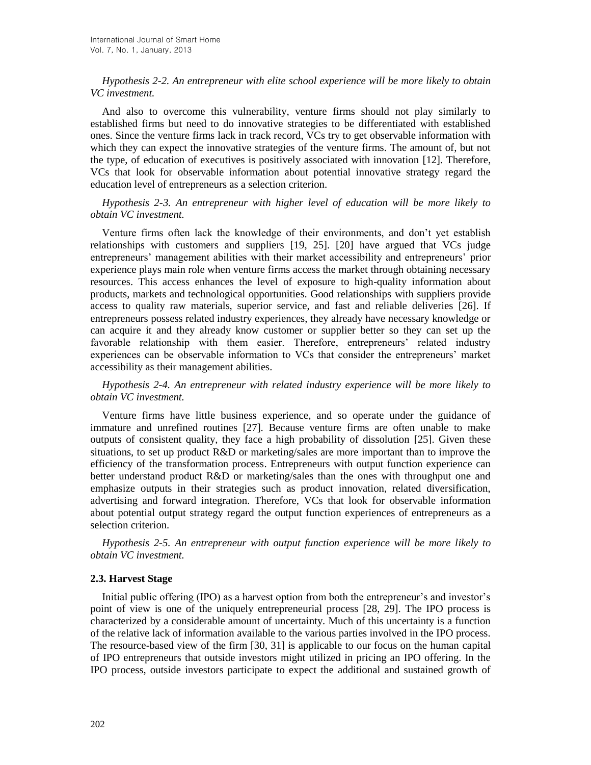*Hypothesis 2-2. An entrepreneur with elite school experience will be more likely to obtain VC investment.*

And also to overcome this vulnerability, venture firms should not play similarly to established firms but need to do innovative strategies to be differentiated with established ones. Since the venture firms lack in track record, VCs try to get observable information with which they can expect the innovative strategies of the venture firms. The amount of, but not the type, of education of executives is positively associated with innovation [12]. Therefore, VCs that look for observable information about potential innovative strategy regard the education level of entrepreneurs as a selection criterion.

*Hypothesis 2-3. An entrepreneur with higher level of education will be more likely to obtain VC investment.*

Venture firms often lack the knowledge of their environments, and don't yet establish relationships with customers and suppliers [19, 25]. [20] have argued that VCs judge entrepreneurs' management abilities with their market accessibility and entrepreneurs' prior experience plays main role when venture firms access the market through obtaining necessary resources. This access enhances the level of exposure to high-quality information about products, markets and technological opportunities. Good relationships with suppliers provide access to quality raw materials, superior service, and fast and reliable deliveries [26]. If entrepreneurs possess related industry experiences, they already have necessary knowledge or can acquire it and they already know customer or supplier better so they can set up the favorable relationship with them easier. Therefore, entrepreneurs' related industry experiences can be observable information to VCs that consider the entrepreneurs' market accessibility as their management abilities.

*Hypothesis 2-4. An entrepreneur with related industry experience will be more likely to obtain VC investment.*

Venture firms have little business experience, and so operate under the guidance of immature and unrefined routines [27]. Because venture firms are often unable to make outputs of consistent quality, they face a high probability of dissolution [25]. Given these situations, to set up product R&D or marketing/sales are more important than to improve the efficiency of the transformation process. Entrepreneurs with output function experience can better understand product R&D or marketing/sales than the ones with throughput one and emphasize outputs in their strategies such as product innovation, related diversification, advertising and forward integration. Therefore, VCs that look for observable information about potential output strategy regard the output function experiences of entrepreneurs as a selection criterion.

*Hypothesis 2-5. An entrepreneur with output function experience will be more likely to obtain VC investment.*

### 2.3. Harvest Stage

Initial public offering (IPO) as a harvest option from both the entrepreneur's and investor's point of view is one of the uniquely entrepreneurial process [28, 29]. The IPO process is characterized by a considerable amount of uncertainty. Much of this uncertainty is a function of the relative lack of information available to the various parties involved in the IPO process. The resource-based view of the firm [30, 31] is applicable to our focus on the human capital of IPO entrepreneurs that outside investors might utilized in pricing an IPO offering. In the IPO process, outside investors participate to expect the additional and sustained growth of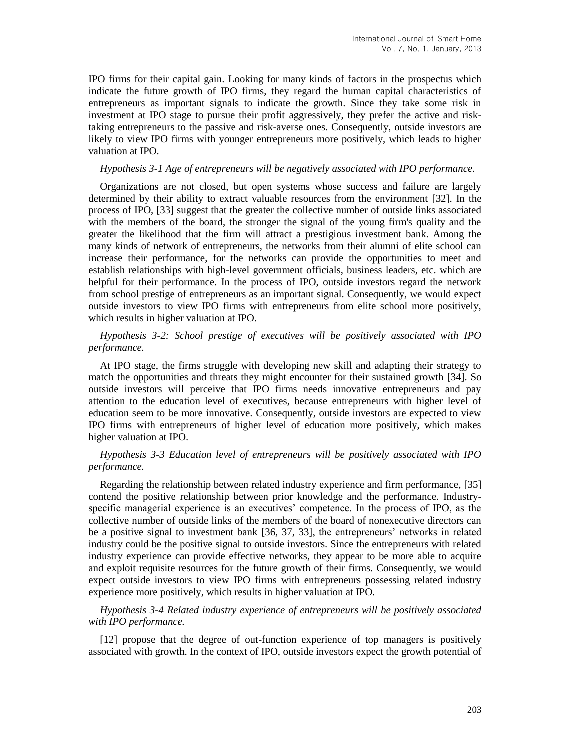IPO firms for their capital gain. Looking for many kinds of factors in the prospectus which indicate the future growth of IPO firms, they regard the human capital characteristics of entrepreneurs as important signals to indicate the growth. Since they take some risk in investment at IPO stage to pursue their profit aggressively, they prefer the active and risk-taking entrepreneurs to the passive and risk-averse ones. Consequently, outside investors are likely to view IPO firms with younger entrepreneurs more positively, which leads to higher valuation at IPO.

*Hypothesis 3-1 Age of entrepreneurs will be negatively associated with IPO performance.*

Organizations are not closed, but open systems whose success and failure are largely determined by their ability to extract valuable resources from the environment [32]. In the process of IPO, [33] suggest that the greater the collective number of outside links associated with the members of the board, the stronger the signal of the young firm's quality and the greater the likelihood that the firm will attract a prestigious investment bank. Among the many kinds of network of entrepreneurs, the networks from their alumni of elite school can increase their performance, for the networks can provide the opportunities to meet and establish relationships with high-level government officials, business leaders, etc. which are helpful for their performance. In the process of IPO, outside investors regard the network from school prestige of entrepreneurs as an important signal. Consequently, we would expect outside investors to view IPO firms with entrepreneurs from elite school more positively, which results in higher valuation at IPO.

*Hypothesis 3-2: School prestige of executives will be positively associated with IPO performance.*

At IPO stage, the firms struggle with developing new skill and adapting their strategy to match the opportunities and threats they might encounter for their sustained growth [34]. So outside investors will perceive that IPO firms needs innovative entrepreneurs and pay attention to the education level of executives, because entrepreneurs with higher level of education seem to be more innovative. Consequently, outside investors are expected to view IPO firms with entrepreneurs of higher level of education more positively, which makes higher valuation at IPO.

*Hypothesis 3-3 Education level of entrepreneurs will be positively associated with IPO performance.*

Regarding the relationship between related industry experience and firm performance, [35] contend the positive relationship between prior knowledge and the performance. Industry-specific managerial experience is an executives' competence. In the process of IPO, as the collective number of outside links of the members of the board of nonexecutive directors can be a positive signal to investment bank [36, 37, 33], the entrepreneurs' networks in related industry could be the positive signal to outside investors. Since the entrepreneurs with related industry experience can provide effective networks, they appear to be more able to acquire and exploit requisite resources for the future growth of their firms. Consequently, we would expect outside investors to view IPO firms with entrepreneurs possessing related industry experience more positively, which results in higher valuation at IPO.

*Hypothesis 3-4 Related industry experience of entrepreneurs will be positively associated with IPO performance.*

[12] propose that the degree of out-function experience of top managers is positively associated with growth. In the context of IPO, outside investors expect the growth potential of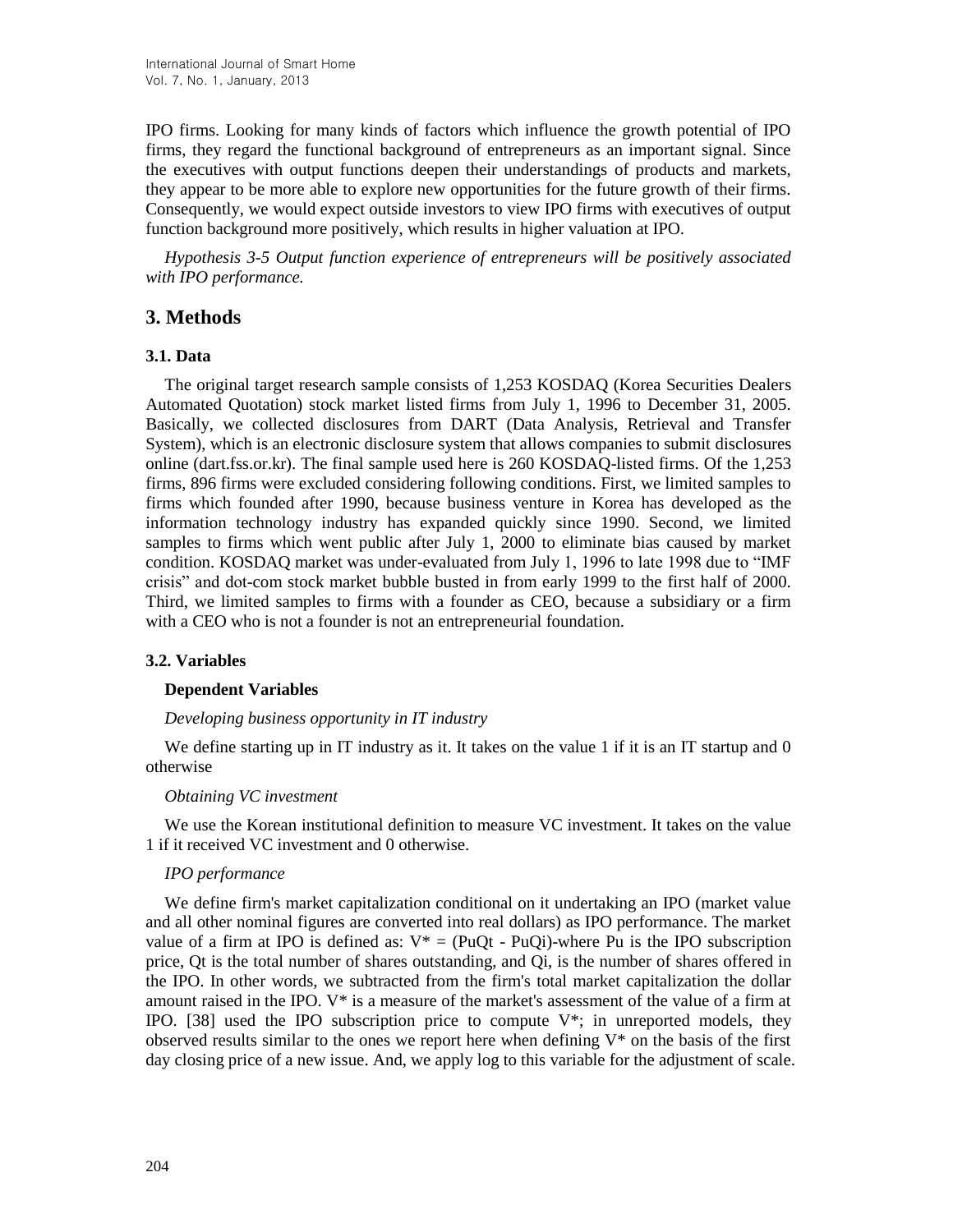IPO firms. Looking for many kinds of factors which influence the growth potential of IPO firms, they regard the functional background of entrepreneurs as an important signal. Since the executives with output functions deepen their understandings of products and markets, they appear to be more able to explore new opportunities for the future growth of their firms. Consequently, we would expect outside investors to view IPO firms with executives of output function background more positively, which results in higher valuation at IPO.

*Hypothesis 3-5 Output function experience of entrepreneurs will be positively associated with IPO performance.*

## 3. Methods

### 3.1. Data

The original target research sample consists of 1,253 KOSDAQ (Korea Securities Dealers Automated Quotation) stock market listed firms from July 1, 1996 to December 31, 2005. Basically, we collected disclosures from DART (Data Analysis, Retrieval and Transfer System), which is an electronic disclosure system that allows companies to submit disclosures online (dart.fss.or.kr). The final sample used here is 260 KOSDAQ-listed firms. Of the 1,253 firms, 896 firms were excluded considering following conditions. First, we limited samples to firms which founded after 1990, because business venture in Korea has developed as the information technology industry has expanded quickly since 1990. Second, we limited samples to firms which went public after July 1, 2000 to eliminate bias caused by market condition. KOSDAQ market was under-evaluated from July 1, 1996 to late 1998 due to "IMF crisis" and dot-com stock market bubble busted in from early 1999 to the first half of 2000. Third, we limited samples to firms with a founder as CEO, because a subsidiary or a firm with a CEO who is not a founder is not an entrepreneurial foundation.

### 3.2. Variables

**Dependent Variables**

*Developing business opportunity in IT industry*

We define starting up in IT industry as it. It takes on the value 1 if it is an IT startup and 0 otherwise

*Obtaining VC investment*

We use the Korean institutional definition to measure VC investment. It takes on the value 1 if it received VC investment and 0 otherwise.

*IPO performance*

We define firm's market capitalization conditional on it undertaking an IPO (market value and all other nominal figures are converted into real dollars) as IPO performance. The market value of a firm at IPO is defined as: $V^* = (P_uQ_t - P_uQ_i)$-where $P_u$ is the IPO subscription price, $Q_t$ is the total number of shares outstanding, and $Q_i$, is the number of shares offered in the IPO. In other words, we subtracted from the firm's total market capitalization the dollar amount raised in the IPO. $V^*$ is a measure of the market's assessment of the value of a firm at IPO. [38] used the IPO subscription price to compute $V^*$; in unreported models, they observed results similar to the ones we report here when defining $V^*$ on the basis of the first day closing price of a new issue. And, we apply log to this variable for the adjustment of scale.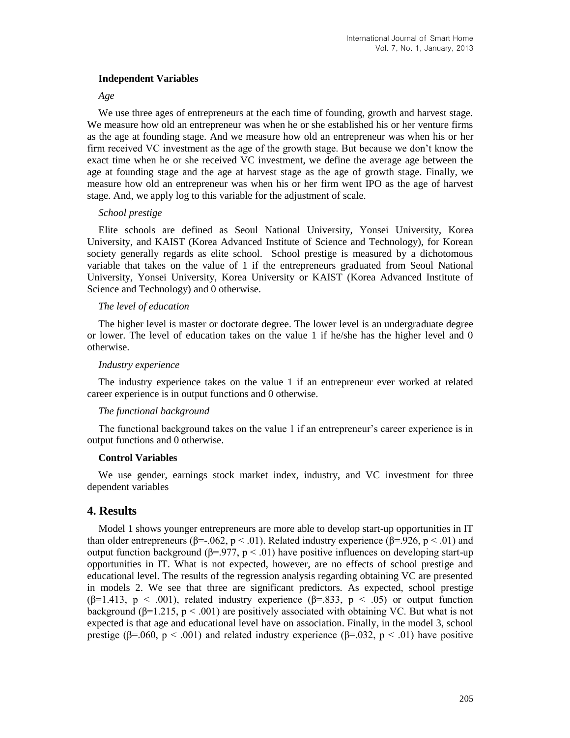**Independent Variables**

*Age*

We use three ages of entrepreneurs at the each time of founding, growth and harvest stage. We measure how old an entrepreneur was when he or she established his or her venture firms as the age at founding stage. And we measure how old an entrepreneur was when his or her firm received VC investment as the age of the growth stage. But because we don't know the exact time when he or she received VC investment, we define the average age between the age at founding stage and the age at harvest stage as the age of growth stage. Finally, we measure how old an entrepreneur was when his or her firm went IPO as the age of harvest stage. And, we apply log to this variable for the adjustment of scale.

*School prestige*

Elite schools are defined as Seoul National University, Yonsei University, Korea University, and KAIST (Korea Advanced Institute of Science and Technology), for Korean society generally regards as elite school. School prestige is measured by a dichotomous variable that takes on the value of 1 if the entrepreneurs graduated from Seoul National University, Yonsei University, Korea University or KAIST (Korea Advanced Institute of Science and Technology) and 0 otherwise.

*The level of education*

The higher level is master or doctorate degree. The lower level is an undergraduate degree or lower. The level of education takes on the value 1 if he/she has the higher level and 0 otherwise.

*Industry experience*

The industry experience takes on the value 1 if an entrepreneur ever worked at related career experience is in output functions and 0 otherwise.

*The functional background*

The functional background takes on the value 1 if an entrepreneur's career experience is in output functions and 0 otherwise.

**Control Variables**

We use gender, earnings stock market index, industry, and VC investment for three dependent variables

## 4. Results

Model 1 shows younger entrepreneurs are more able to develop start-up opportunities in IT than older entrepreneurs ($\beta$=-.062, $p < .01$). Related industry experience ($\beta$=.926, $p < .01$) and output function background ($\beta$=.977, $p < .01$) have positive influences on developing start-up opportunities in IT. What is not expected, however, are no effects of school prestige and educational level. The results of the regression analysis regarding obtaining VC are presented in models 2. We see that three are significant predictors. As expected, school prestige ($\beta$=1.413, $p < .001$), related industry experience ($\beta$=.833, $p < .05$) or output function background ($\beta$=1.215, $p < .001$) are positively associated with obtaining VC. But what is not expected is that age and educational level have on association. Finally, in the model 3, school prestige ($\beta$=.060, $p < .001$) and related industry experience ($\beta$=.032, $p < .01$) have positive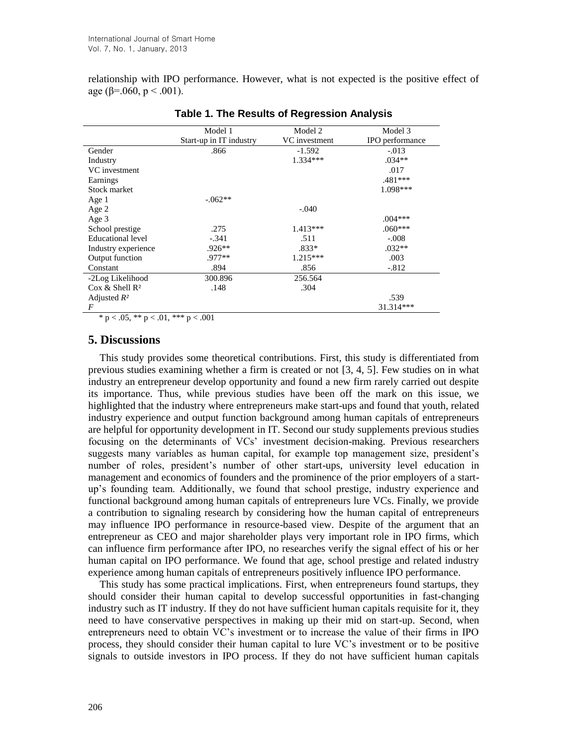relationship with IPO performance. However, what is not expected is the positive effect of age (β=.060, $p < .001$).

**Table 1. The Results of Regression Analysis**

| | Model 1 Start-up in IT industry | Model 2 VC investment | Model 3 IPO performance |
|---|---|---|---|
| Gender | .866 | -1.592 | -.013 |
| Industry | | 1.334*** | .034** |
| VC investment | | | .017 |
| Earnings | | | .481*** |
| Stock market | | | 1.098*** |
| Age 1 | -.062** | | |
| Age 2 | | -.040 | |
| Age 3 | | | .004*** |
| School prestige | .275 | 1.413*** | .060*** |
| Educational level | -.341 | .511 | -.008 |
| Industry experience | .926** | .833* | .032** |
| Output function | .977** | 1.215*** | .003 |
| Constant | .894 | .856 | -.812 |
| -2Log Likelihood | 300.896 | 256.564 | |
| Cox & Shell $R^2$ | .148 | .304 | |
| Adjusted $R^2$ | | | .539 |
| $F$ | | | 31.314*** |

* $p < .05$, ** $p < .01$, *** $p < .001$

## 5. Discussions

This study provides some theoretical contributions. First, this study is differentiated from previous studies examining whether a firm is created or not [3, 4, 5]. Few studies on in what industry an entrepreneur develop opportunity and found a new firm rarely carried out despite its importance. Thus, while previous studies have been off the mark on this issue, we highlighted that the industry where entrepreneurs make start-ups and found that youth, related industry experience and output function background among human capitals of entrepreneurs are helpful for opportunity development in IT. Second our study supplements previous studies focusing on the determinants of VCs' investment decision-making. Previous researchers suggests many variables as human capital, for example top management size, president's number of roles, president's number of other start-ups, university level education in management and economics of founders and the prominence of the prior employers of a start-up's founding team. Additionally, we found that school prestige, industry experience and functional background among human capitals of entrepreneurs lure VCs. Finally, we provide a contribution to signaling research by considering how the human capital of entrepreneurs may influence IPO performance in resource-based view. Despite of the argument that an entrepreneur as CEO and major shareholder plays very important role in IPO firms, which can influence firm performance after IPO, no researches verify the signal effect of his or her human capital on IPO performance. We found that age, school prestige and related industry experience among human capitals of entrepreneurs positively influence IPO performance.

This study has some practical implications. First, when entrepreneurs found startups, they should consider their human capital to develop successful opportunities in fast-changing industry such as IT industry. If they do not have sufficient human capitals requisite for it, they need to have conservative perspectives in making up their mid on start-up. Second, when entrepreneurs need to obtain VC's investment or to increase the value of their firms in IPO process, they should consider their human capital to lure VC's investment or to be positive signals to outside investors in IPO process. If they do not have sufficient human capitals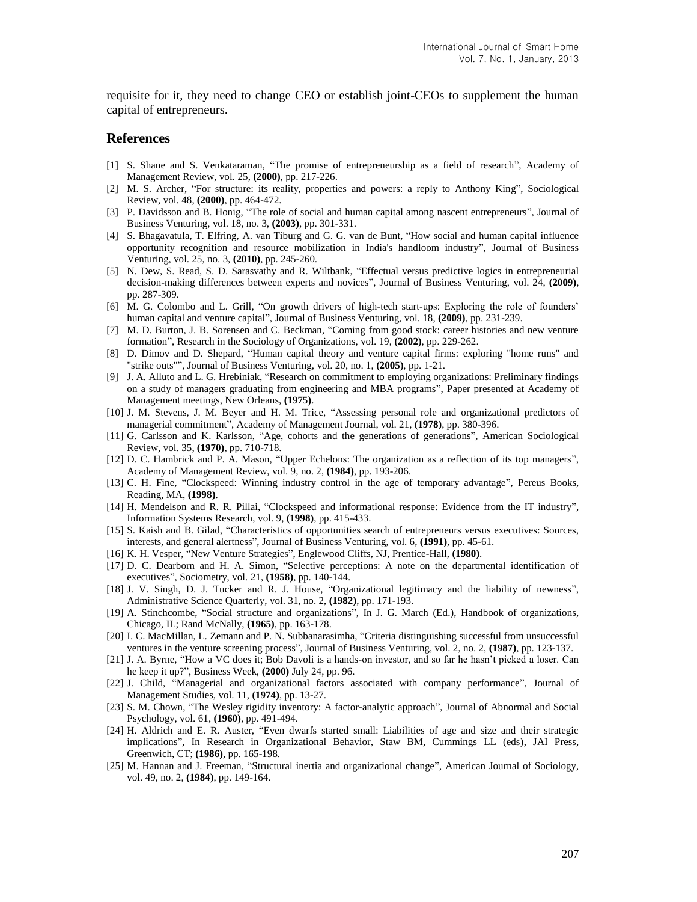requisite for it, they need to change CEO or establish joint-CEOs to supplement the human capital of entrepreneurs.

## References

[1] S. Shane and S. Venkataraman, "The promise of entrepreneurship as a field of research", Academy of Management Review, vol. 25, **(2000)**, pp. 217-226.

[2] M. S. Archer, "For structure: its reality, properties and powers: a reply to Anthony King", Sociological Review, vol. 48, **(2000)**, pp. 464-472.

[3] P. Davidsson and B. Honig, "The role of social and human capital among nascent entrepreneurs", Journal of Business Venturing, vol. 18, no. 3, **(2003)**, pp. 301-331.

[4] S. Bhagavatula, T. Elfring, A. van Tiburg and G. G. van de Bunt, "How social and human capital influence opportunity recognition and resource mobilization in India's handloom industry", Journal of Business Venturing, vol. 25, no. 3, **(2010)**, pp. 245-260.

[5] N. Dew, S. Read, S. D. Sarasvathy and R. Wiltbank, "Effectual versus predictive logics in entrepreneurial decision-making differences between experts and novices", Journal of Business Venturing, vol. 24, **(2009)**, pp. 287-309.

[6] M. G. Colombo and L. Grill, "On growth drivers of high-tech start-ups: Exploring the role of founders' human capital and venture capital", Journal of Business Venturing, vol. 18, **(2009)**, pp. 231-239.

[7] M. D. Burton, J. B. Sorensen and C. Beckman, "Coming from good stock: career histories and new venture formation", Research in the Sociology of Organizations, vol. 19, **(2002)**, pp. 229-262.

[8] D. Dimov and D. Shepard, "Human capital theory and venture capital firms: exploring "home runs" and "strike outs"", Journal of Business Venturing, vol. 20, no. 1, **(2005)**, pp. 1-21.

[9] J. A. Alluto and L. G. Hrebiniak, "Research on commitment to employing organizations: Preliminary findings on a study of managers graduating from engineering and MBA programs", Paper presented at Academy of Management meetings, New Orleans, **(1975)**.

[10] J. M. Stevens, J. M. Beyer and H. M. Trice, "Assessing personal role and organizational predictors of managerial commitment", Academy of Management Journal, vol. 21, **(1978)**, pp. 380-396.

[11] G. Carlsson and K. Karlsson, "Age, cohorts and the generations of generations", American Sociological Review, vol. 35, **(1970)**, pp. 710-718.

[12] D. C. Hambrick and P. A. Mason, "Upper Echelons: The organization as a reflection of its top managers", Academy of Management Review, vol. 9, no. 2, **(1984)**, pp. 193-206.

[13] C. H. Fine, "Clockspeed: Winning industry control in the age of temporary advantage", Pereus Books, Reading, MA, **(1998)**.

[14] H. Mendelson and R. R. Pillai, "Clockspeed and informational response: Evidence from the IT industry", Information Systems Research, vol. 9, **(1998)**, pp. 415-433.

[15] S. Kaish and B. Gilad, "Characteristics of opportunities search of entrepreneurs versus executives: Sources, interests, and general alertness", Journal of Business Venturing, vol. 6, **(1991)**, pp. 45-61.

[16] K. H. Vesper, "New Venture Strategies", Englewood Cliffs, NJ, Prentice-Hall, **(1980)**.

[17] D. C. Dearborn and H. A. Simon, "Selective perceptions: A note on the departmental identification of executives", Sociometry, vol. 21, **(1958)**, pp. 140-144.

[18] J. V. Singh, D. J. Tucker and R. J. House, "Organizational legitimacy and the liability of newness", Administrative Science Quarterly, vol. 31, no. 2, **(1982)**, pp. 171-193.

[19] A. Stinchcombe, "Social structure and organizations", In J. G. March (Ed.), Handbook of organizations, Chicago, IL; Rand McNally, **(1965)**, pp. 163-178.

[20] I. C. MacMillan, L. Zemann and P. N. Subbanarasimha, "Criteria distinguishing successful from unsuccessful ventures in the venture screening process", Journal of Business Venturing, vol. 2, no. 2, **(1987)**, pp. 123-137.

[21] J. A. Byrne, "How a VC does it; Bob Davoli is a hands-on investor, and so far he hasn't picked a loser. Can he keep it up?", Business Week, **(2000)** July 24, pp. 96.

[22] J. Child, "Managerial and organizational factors associated with company performance", Journal of Management Studies, vol. 11, **(1974)**, pp. 13-27.

[23] S. M. Chown, "The Wesley rigidity inventory: A factor-analytic approach", Journal of Abnormal and Social Psychology, vol. 61, **(1960)**, pp. 491-494.

[24] H. Aldrich and E. R. Auster, "Even dwarfs started small: Liabilities of age and size and their strategic implications", In Research in Organizational Behavior, Staw BM, Cummings LL (eds), JAI Press, Greenwich, CT; **(1986)**, pp. 165-198.

[25] M. Hannan and J. Freeman, "Structural inertia and organizational change", American Journal of Sociology, vol. 49, no. 2, **(1984)**, pp. 149-164.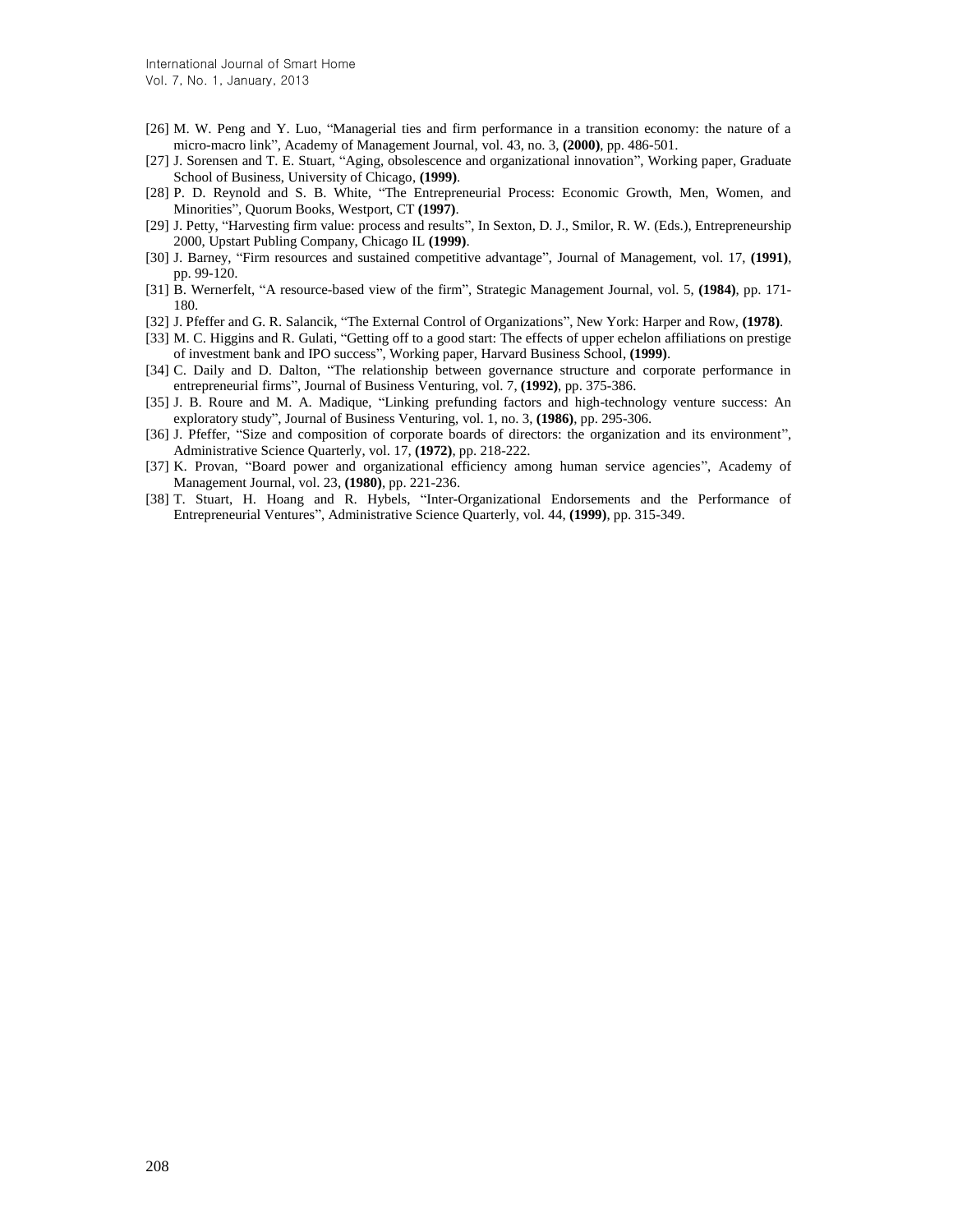[26] M. W. Peng and Y. Luo, "Managerial ties and firm performance in a transition economy: the nature of a micro-macro link", Academy of Management Journal, vol. 43, no. 3, **(2000)**, pp. 486-501.

[27] J. Sorensen and T. E. Stuart, "Aging, obsolescence and organizational innovation", Working paper, Graduate School of Business, University of Chicago, **(1999)**.

[28] P. D. Reynold and S. B. White, "The Entrepreneurial Process: Economic Growth, Men, Women, and Minorities", Quorum Books, Westport, CT **(1997)**.

[29] J. Petty, "Harvesting firm value: process and results", In Sexton, D. J., Smilor, R. W. (Eds.), Entrepreneurship 2000, Upstart Publing Company, Chicago IL **(1999)**.

[30] J. Barney, "Firm resources and sustained competitive advantage", Journal of Management, vol. 17, **(1991)**, pp. 99-120.

[31] B. Wernerfelt, "A resource-based view of the firm", Strategic Management Journal, vol. 5, **(1984)**, pp. 171-180.

[32] J. Pfeffer and G. R. Salancik, "The External Control of Organizations", New York: Harper and Row, **(1978)**.

[33] M. C. Higgins and R. Gulati, "Getting off to a good start: The effects of upper echelon affiliations on prestige of investment bank and IPO success", Working paper, Harvard Business School, **(1999)**.

[34] C. Daily and D. Dalton, "The relationship between governance structure and corporate performance in entrepreneurial firms", Journal of Business Venturing, vol. 7, **(1992)**, pp. 375-386.

[35] J. B. Roure and M. A. Madique, "Linking prefunding factors and high-technology venture success: An exploratory study", Journal of Business Venturing, vol. 1, no. 3, **(1986)**, pp. 295-306.

[36] J. Pfeffer, "Size and composition of corporate boards of directors: the organization and its environment", Administrative Science Quarterly, vol. 17, **(1972)**, pp. 218-222.

[37] K. Provan, "Board power and organizational efficiency among human service agencies", Academy of Management Journal, vol. 23, **(1980)**, pp. 221-236.

[38] T. Stuart, H. Hoang and R. Hybels, "Inter-Organizational Endorsements and the Performance of Entrepreneurial Ventures", Administrative Science Quarterly, vol. 44, **(1999)**, pp. 315-349.